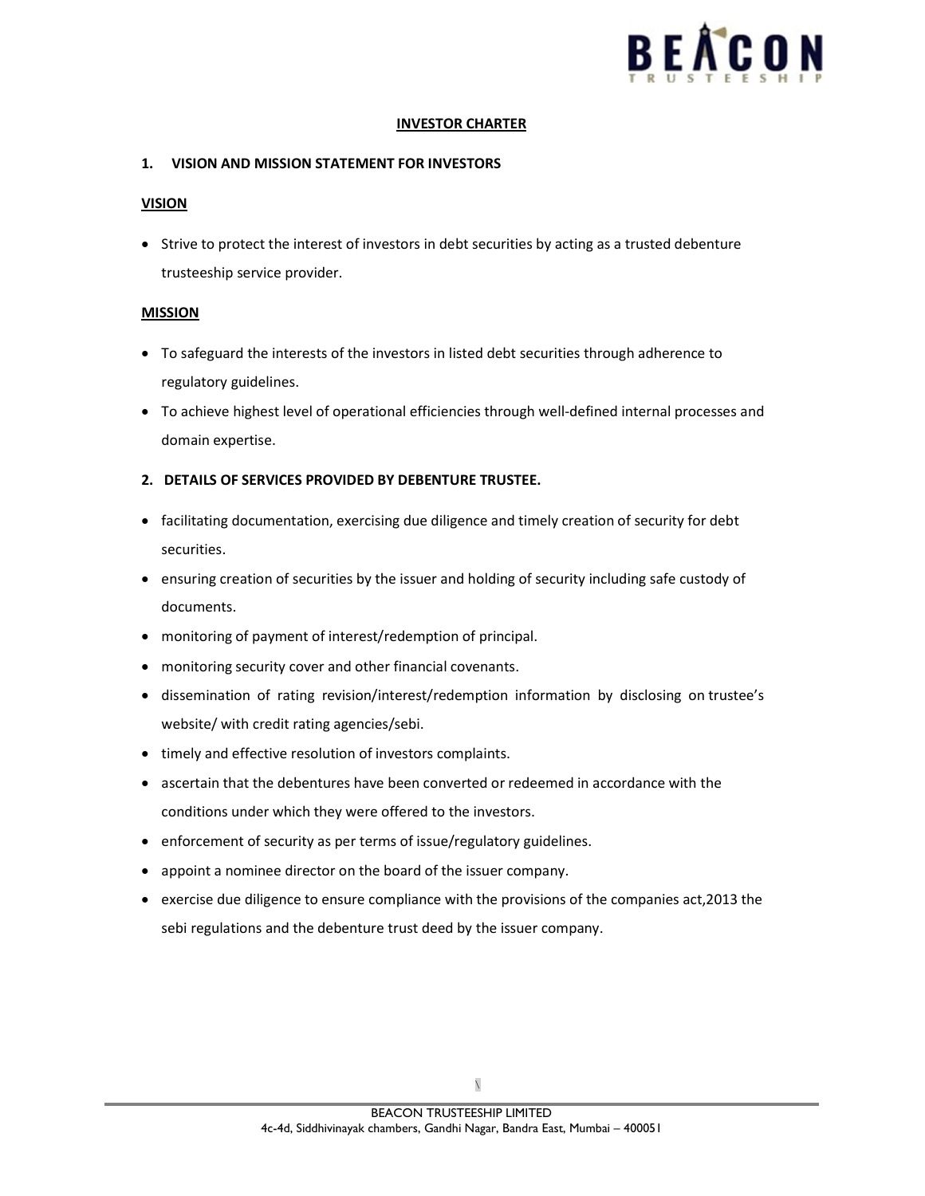# INVESTOR CHARTER

## 1. VISION AND MISSION STATEMENT FOR INVESTORS

### VISION

- Strive to protect the interest of investors in debt securities by acting as a trusted debenture trusteeship service provider.

### MISSION

- To safeguard the interests of the investors in listed debt securities through adherence to regulatory guidelines.
- To achieve highest level of operational efficiencies through well-defined internal processes and domain expertise.

## 2. DETAILS OF SERVICES PROVIDED BY DEBENTURE TRUSTEE.

- facilitating documentation, exercising due diligence and timely creation of security for debt securities.
- ensuring creation of securities by the issuer and holding of security including safe custody of documents.
- monitoring of payment of interest/redemption of principal.
- monitoring security cover and other financial covenants.
- dissemination of rating revision/interest/redemption information by disclosing on trustee's website/ with credit rating agencies/sebi.
- timely and effective resolution of investors complaints.
- ascertain that the debentures have been converted or redeemed in accordance with the conditions under which they were offered to the investors.
- enforcement of security as per terms of issue/regulatory guidelines.
- appoint a nominee director on the board of the issuer company.
- exercise due diligence to ensure compliance with the provisions of the companies act,2013 the sebi regulations and the debenture trust deed by the issuer company.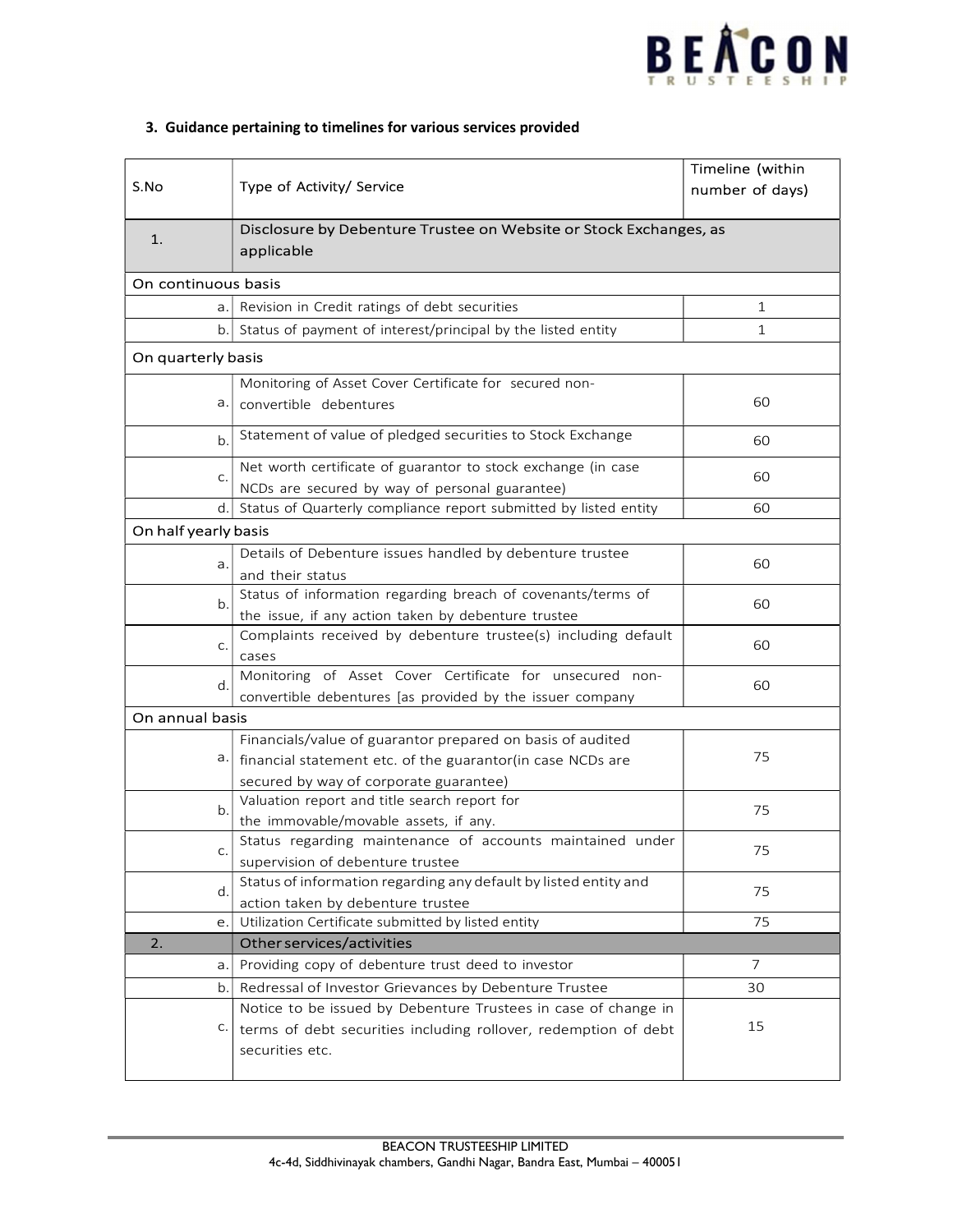### 3. Guidance pertaining to timelines for various services provided

| S.No | Type of Activity/ Service | Timeline (within number of days) |
|---|---|---|
| 1. | Disclosure by Debenture Trustee on Website or Stock Exchanges, as applicable | |
| On continuous basis | | |
| a. | Revision in Credit ratings of debt securities | 1 |
| b. | Status of payment of interest/principal by the listed entity | 1 |
| On quarterly basis | | |
| a. | Monitoring of Asset Cover Certificate for secured non-convertible debentures | 60 |
| b. | Statement of value of pledged securities to Stock Exchange | 60 |
| c. | Net worth certificate of guarantor to stock exchange (in case NCDs are secured by way of personal guarantee) | 60 |
| d. | Status of Quarterly compliance report submitted by listed entity | 60 |
| On half yearly basis | | |
| a. | Details of Debenture issues handled by debenture trustee and their status | 60 |
| b. | Status of information regarding breach of covenants/terms of the issue, if any action taken by debenture trustee | 60 |
| c. | Complaints received by debenture trustee(s) including default cases | 60 |
| d. | Monitoring of Asset Cover Certificate for unsecured non-convertible debentures [as provided by the issuer company | 60 |
| On annual basis | | |
| a. | Financials/value of guarantor prepared on basis of audited financial statement etc. of the guarantor(in case NCDs are secured by way of corporate guarantee) | 75 |
| b. | Valuation report and title search report for the immovable/movable assets, if any. | 75 |
| c. | Status regarding maintenance of accounts maintained under supervision of debenture trustee | 75 |
| d. | Status of information regarding any default by listed entity and action taken by debenture trustee | 75 |
| e. | Utilization Certificate submitted by listed entity | 75 |
| 2. | Other services/activities | |
| a. | Providing copy of debenture trust deed to investor | 7 |
| b. | Redressal of Investor Grievances by Debenture Trustee | 30 |
| c. | Notice to be issued by Debenture Trustees in case of change in terms of debt securities including rollover, redemption of debt securities etc. | 15 |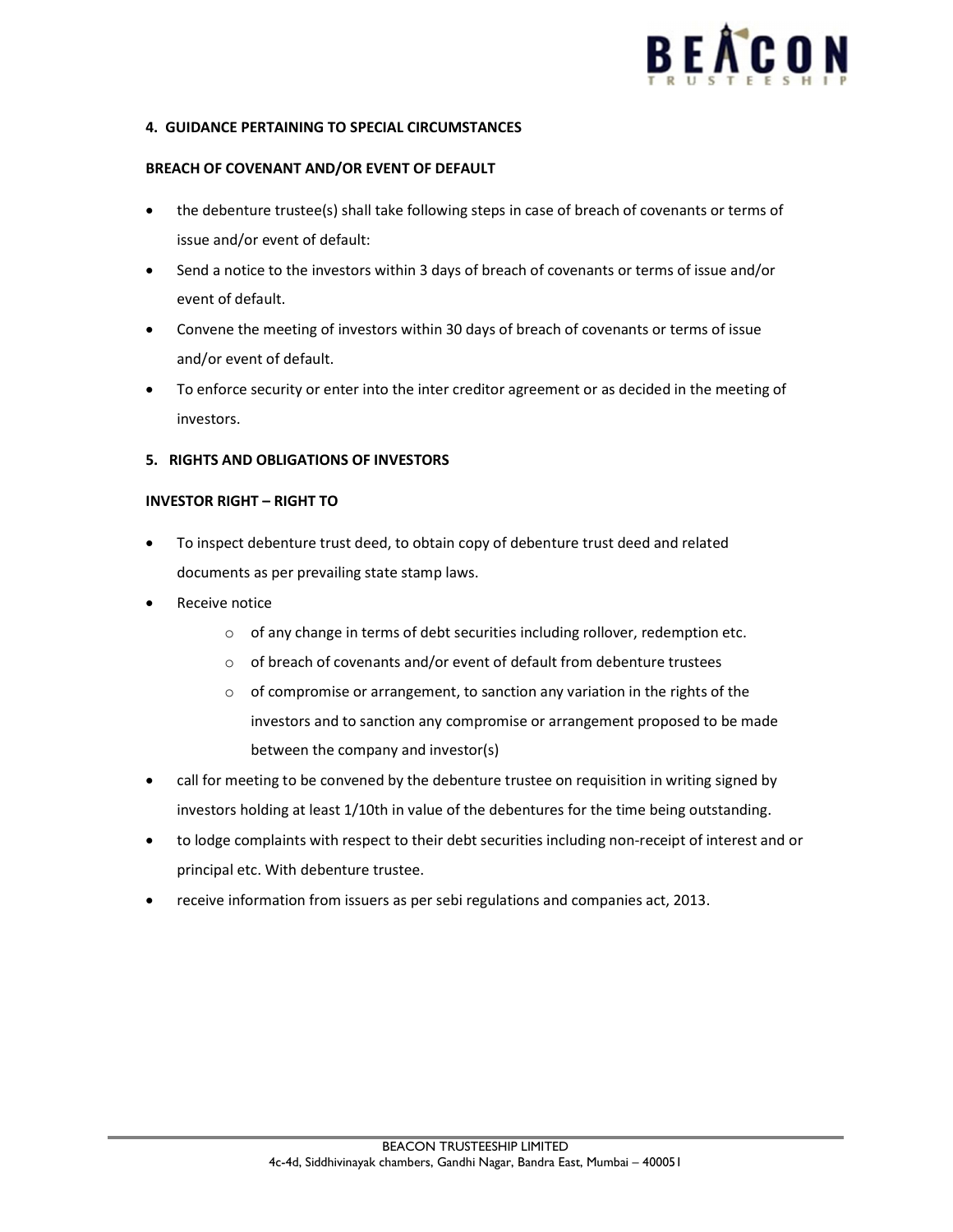**4. GUIDANCE PERTAINING TO SPECIAL CIRCUMSTANCES**

**BREACH OF COVENANT AND/OR EVENT OF DEFAULT**

- the debenture trustee(s) shall take following steps in case of breach of covenants or terms of issue and/or event of default:
- Send a notice to the investors within 3 days of breach of covenants or terms of issue and/or event of default.
- Convene the meeting of investors within 30 days of breach of covenants or terms of issue and/or event of default.
- To enforce security or enter into the inter creditor agreement or as decided in the meeting of investors.

**5. RIGHTS AND OBLIGATIONS OF INVESTORS**

**INVESTOR RIGHT – RIGHT TO**

- To inspect debenture trust deed, to obtain copy of debenture trust deed and related documents as per prevailing state stamp laws.
- Receive notice
    - of any change in terms of debt securities including rollover, redemption etc.
    - of breach of covenants and/or event of default from debenture trustees
    - of compromise or arrangement, to sanction any variation in the rights of the investors and to sanction any compromise or arrangement proposed to be made between the company and investor(s)
- call for meeting to be convened by the debenture trustee on requisition in writing signed by investors holding at least 1/10th in value of the debentures for the time being outstanding.
- to lodge complaints with respect to their debt securities including non-receipt of interest and or principal etc. With debenture trustee.
- receive information from issuers as per sebi regulations and companies act, 2013.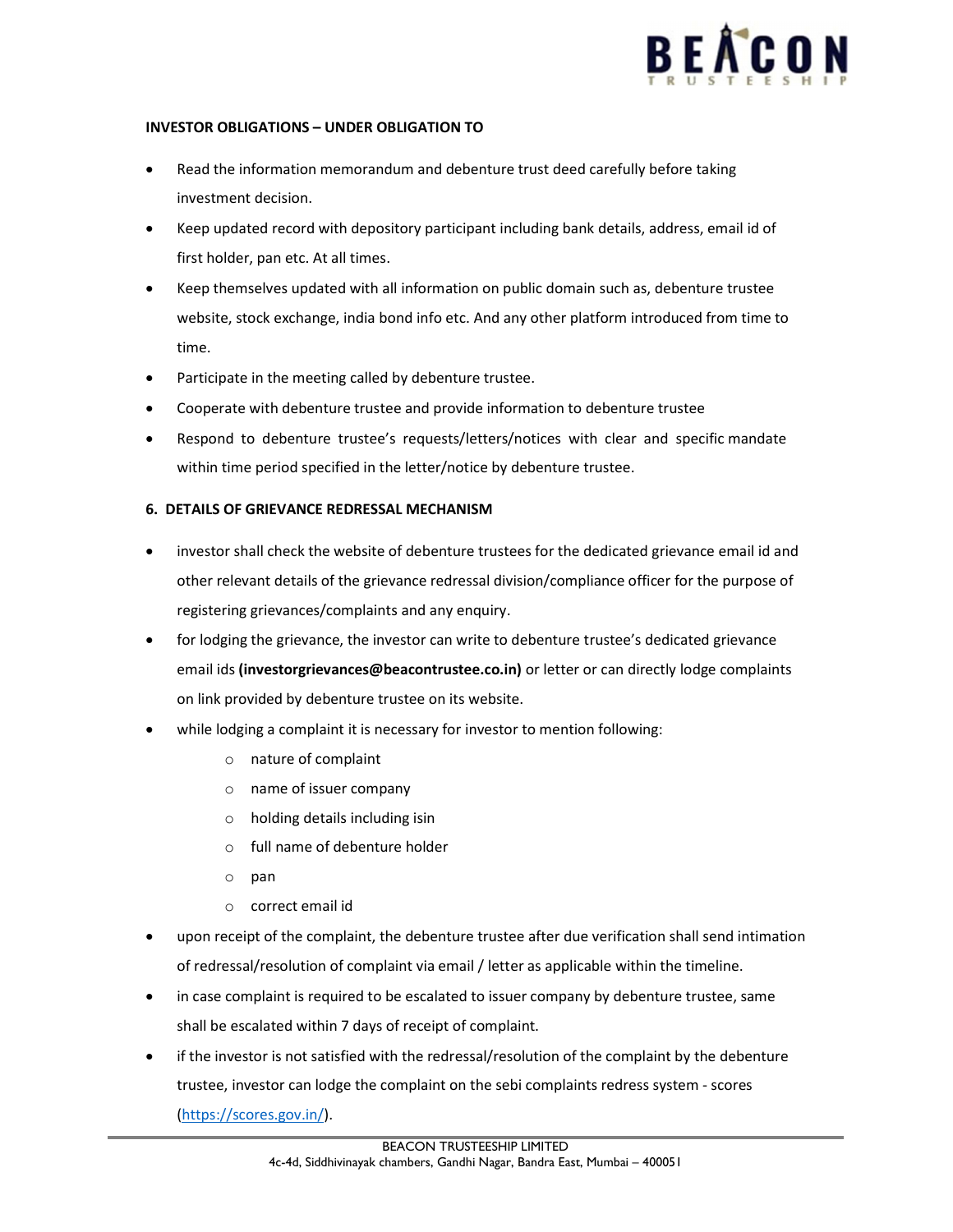**INVESTOR OBLIGATIONS – UNDER OBLIGATION TO**

- Read the information memorandum and debenture trust deed carefully before taking investment decision.
- Keep updated record with depository participant including bank details, address, email id of first holder, pan etc. At all times.
- Keep themselves updated with all information on public domain such as, debenture trustee website, stock exchange, india bond info etc. And any other platform introduced from time to time.
- Participate in the meeting called by debenture trustee.
- Cooperate with debenture trustee and provide information to debenture trustee
- Respond to debenture trustee's requests/letters/notices with clear and specific mandate within time period specified in the letter/notice by debenture trustee.

**6. DETAILS OF GRIEVANCE REDRESSAL MECHANISM**

- investor shall check the website of debenture trustees for the dedicated grievance email id and other relevant details of the grievance redressal division/compliance officer for the purpose of registering grievances/complaints and any enquiry.
- for lodging the grievance, the investor can write to debenture trustee's dedicated grievance email ids **(investorgrievances@beacontrustee.co.in)** or letter or can directly lodge complaints on link provided by debenture trustee on its website.
- while lodging a complaint it is necessary for investor to mention following:
  - nature of complaint
  - name of issuer company
  - holding details including isin
  - full name of debenture holder
  - pan
  - correct email id
- upon receipt of the complaint, the debenture trustee after due verification shall send intimation of redressal/resolution of complaint via email / letter as applicable within the timeline.
- in case complaint is required to be escalated to issuer company by debenture trustee, same shall be escalated within 7 days of receipt of complaint.
- if the investor is not satisfied with the redressal/resolution of the complaint by the debenture trustee, investor can lodge the complaint on the sebi complaints redress system - scores (https://scores.gov.in/).